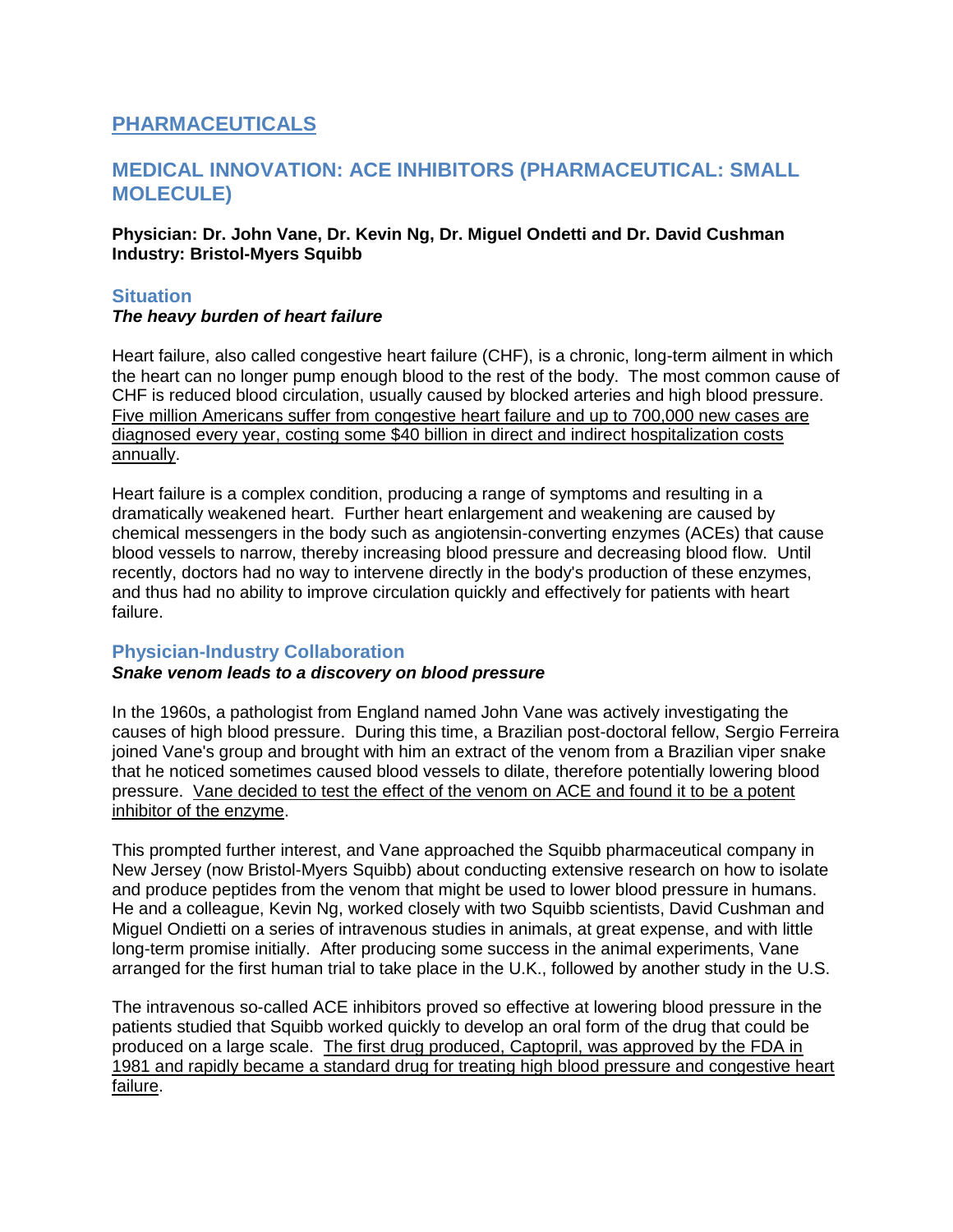# PHARMACEUTICALS

## MEDICAL INNOVATION: ACE INHIBITORS (PHARMACEUTICAL: SMALL MOLECULE)

**Physician: Dr. John Vane, Dr. Kevin Ng, Dr. Miguel Ondetti and Dr. David Cushman**
**Industry: Bristol-Myers Squibb**

### Situation

***The heavy burden of heart failure***

Heart failure, also called congestive heart failure (CHF), is a chronic, long-term ailment in which the heart can no longer pump enough blood to the rest of the body. The most common cause of CHF is reduced blood circulation, usually caused by blocked arteries and high blood pressure. Five million Americans suffer from congestive heart failure and up to 700,000 new cases are diagnosed every year, costing some $40 billion in direct and indirect hospitalization costs annually.

Heart failure is a complex condition, producing a range of symptoms and resulting in a dramatically weakened heart. Further heart enlargement and weakening are caused by chemical messengers in the body such as angiotensin-converting enzymes (ACEs) that cause blood vessels to narrow, thereby increasing blood pressure and decreasing blood flow. Until recently, doctors had no way to intervene directly in the body's production of these enzymes, and thus had no ability to improve circulation quickly and effectively for patients with heart failure.

### Physician-Industry Collaboration

***Snake venom leads to a discovery on blood pressure***

In the 1960s, a pathologist from England named John Vane was actively investigating the causes of high blood pressure. During this time, a Brazilian post-doctoral fellow, Sergio Ferreira joined Vane's group and brought with him an extract of the venom from a Brazilian viper snake that he noticed sometimes caused blood vessels to dilate, therefore potentially lowering blood pressure. Vane decided to test the effect of the venom on ACE and found it to be a potent inhibitor of the enzyme.

This prompted further interest, and Vane approached the Squibb pharmaceutical company in New Jersey (now Bristol-Myers Squibb) about conducting extensive research on how to isolate and produce peptides from the venom that might be used to lower blood pressure in humans. He and a colleague, Kevin Ng, worked closely with two Squibb scientists, David Cushman and Miguel Ondietti on a series of intravenous studies in animals, at great expense, and with little long-term promise initially. After producing some success in the animal experiments, Vane arranged for the first human trial to take place in the U.K., followed by another study in the U.S.

The intravenous so-called ACE inhibitors proved so effective at lowering blood pressure in the patients studied that Squibb worked quickly to develop an oral form of the drug that could be produced on a large scale. The first drug produced, Captopril, was approved by the FDA in 1981 and rapidly became a standard drug for treating high blood pressure and congestive heart failure.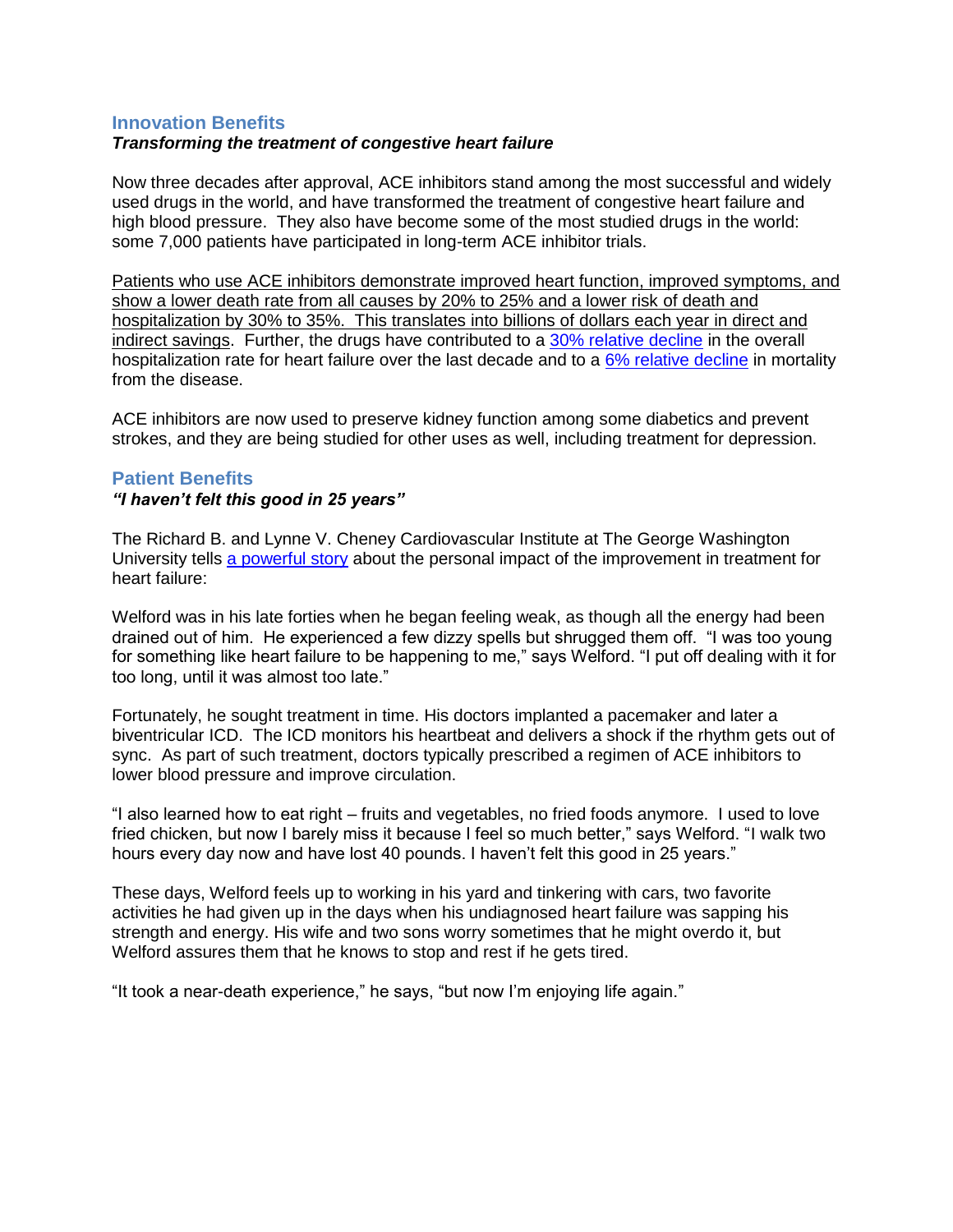## Innovation Benefits

***Transforming the treatment of congestive heart failure***

Now three decades after approval, ACE inhibitors stand among the most successful and widely used drugs in the world, and have transformed the treatment of congestive heart failure and high blood pressure. They also have become some of the most studied drugs in the world: some 7,000 patients have participated in long-term ACE inhibitor trials.

Patients who use ACE inhibitors demonstrate improved heart function, improved symptoms, and show a lower death rate from all causes by 20% to 25% and a lower risk of death and hospitalization by 30% to 35%. This translates into billions of dollars each year in direct and indirect savings. Further, the drugs have contributed to a 30% relative decline in the overall hospitalization rate for heart failure over the last decade and to a 6% relative decline in mortality from the disease.

ACE inhibitors are now used to preserve kidney function among some diabetics and prevent strokes, and they are being studied for other uses as well, including treatment for depression.

## Patient Benefits

***"I haven't felt this good in 25 years"***

The Richard B. and Lynne V. Cheney Cardiovascular Institute at The George Washington University tells a powerful story about the personal impact of the improvement in treatment for heart failure:

Welford was in his late forties when he began feeling weak, as though all the energy had been drained out of him. He experienced a few dizzy spells but shrugged them off. "I was too young for something like heart failure to be happening to me," says Welford. "I put off dealing with it for too long, until it was almost too late."

Fortunately, he sought treatment in time. His doctors implanted a pacemaker and later a biventricular ICD. The ICD monitors his heartbeat and delivers a shock if the rhythm gets out of sync. As part of such treatment, doctors typically prescribed a regimen of ACE inhibitors to lower blood pressure and improve circulation.

"I also learned how to eat right – fruits and vegetables, no fried foods anymore. I used to love fried chicken, but now I barely miss it because I feel so much better," says Welford. "I walk two hours every day now and have lost 40 pounds. I haven't felt this good in 25 years."

These days, Welford feels up to working in his yard and tinkering with cars, two favorite activities he had given up in the days when his undiagnosed heart failure was sapping his strength and energy. His wife and two sons worry sometimes that he might overdo it, but Welford assures them that he knows to stop and rest if he gets tired.

"It took a near-death experience," he says, "but now I'm enjoying life again."